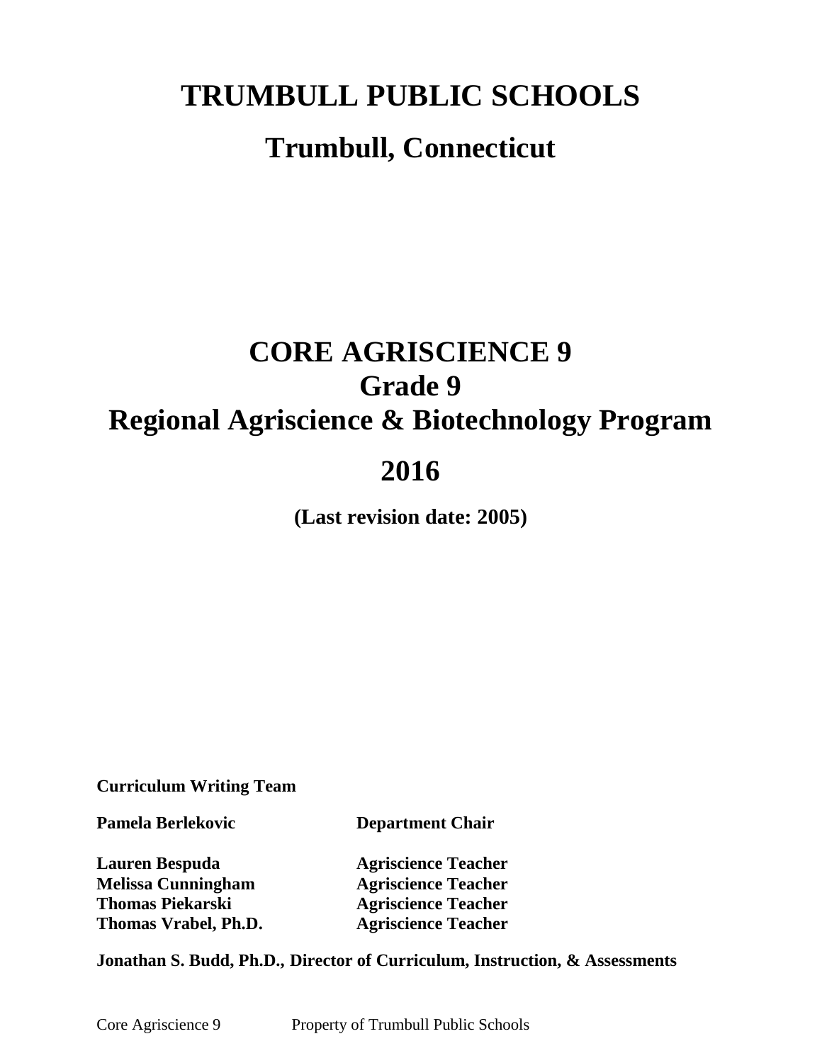# TRUMBULL PUBLIC SCHOOLS

## Trumbull, Connecticut

# CORE AGRISCIENCE 9
# Grade 9
# Regional Agriscience & Biotechnology Program

## 2016

**(Last revision date: 2005)**

**Curriculum Writing Team**

| | |
|---|---|
| **Pamela Berlekovic** | **Department Chair** |
| **Lauren Bespuda** | **Agriscience Teacher** |
| **Melissa Cunningham** | **Agriscience Teacher** |
| **Thomas Piekarski** | **Agriscience Teacher** |
| **Thomas Vrabel, Ph.D.** | **Agriscience Teacher** |

**Jonathan S. Budd, Ph.D., Director of Curriculum, Instruction, & Assessments**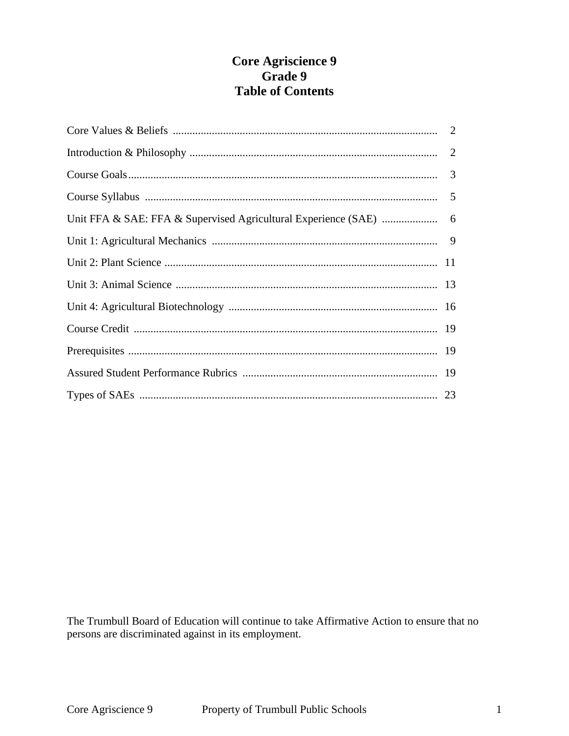# Core Agriscience 9
## Grade 9
## Table of Contents

| | |
|---|---|
| Core Values & Beliefs | 2 |
| Introduction & Philosophy | 2 |
| Course Goals | 3 |
| Course Syllabus | 5 |
| Unit FFA & SAE: FFA & Supervised Agricultural Experience (SAE) | 6 |
| Unit 1: Agricultural Mechanics | 9 |
| Unit 2: Plant Science | 11 |
| Unit 3: Animal Science | 13 |
| Unit 4: Agricultural Biotechnology | 16 |
| Course Credit | 19 |
| Prerequisites | 19 |
| Assured Student Performance Rubrics | 19 |
| Types of SAEs | 23 |

The Trumbull Board of Education will continue to take Affirmative Action to ensure that no persons are discriminated against in its employment.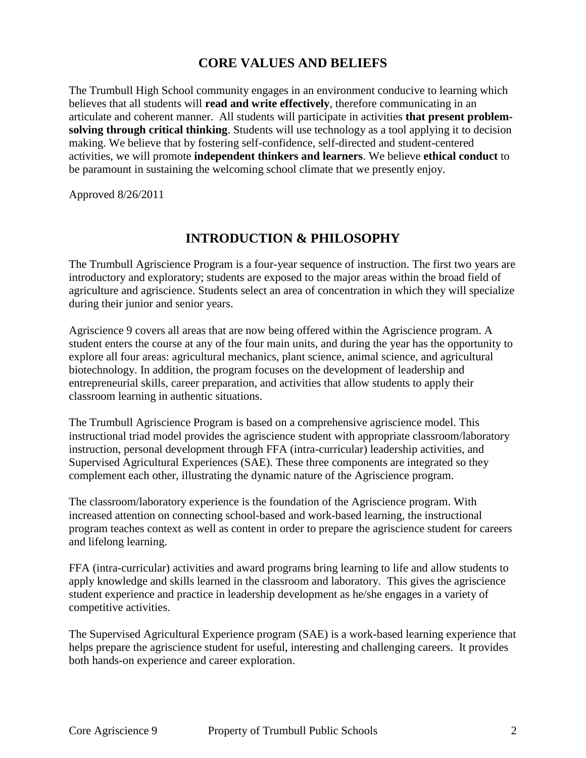## CORE VALUES AND BELIEFS

The Trumbull High School community engages in an environment conducive to learning which believes that all students will **read and write effectively**, therefore communicating in an articulate and coherent manner. All students will participate in activities **that present problem-solving through critical thinking**. Students will use technology as a tool applying it to decision making. We believe that by fostering self-confidence, self-directed and student-centered activities, we will promote **independent thinkers and learners**. We believe **ethical conduct** to be paramount in sustaining the welcoming school climate that we presently enjoy.

Approved 8/26/2011

## INTRODUCTION & PHILOSOPHY

The Trumbull Agriscience Program is a four-year sequence of instruction. The first two years are introductory and exploratory; students are exposed to the major areas within the broad field of agriculture and agriscience. Students select an area of concentration in which they will specialize during their junior and senior years.

Agriscience 9 covers all areas that are now being offered within the Agriscience program. A student enters the course at any of the four main units, and during the year has the opportunity to explore all four areas: agricultural mechanics, plant science, animal science, and agricultural biotechnology. In addition, the program focuses on the development of leadership and entrepreneurial skills, career preparation, and activities that allow students to apply their classroom learning in authentic situations.

The Trumbull Agriscience Program is based on a comprehensive agriscience model. This instructional triad model provides the agriscience student with appropriate classroom/laboratory instruction, personal development through FFA (intra-curricular) leadership activities, and Supervised Agricultural Experiences (SAE). These three components are integrated so they complement each other, illustrating the dynamic nature of the Agriscience program.

The classroom/laboratory experience is the foundation of the Agriscience program. With increased attention on connecting school-based and work-based learning, the instructional program teaches context as well as content in order to prepare the agriscience student for careers and lifelong learning.

FFA (intra-curricular) activities and award programs bring learning to life and allow students to apply knowledge and skills learned in the classroom and laboratory. This gives the agriscience student experience and practice in leadership development as he/she engages in a variety of competitive activities.

The Supervised Agricultural Experience program (SAE) is a work-based learning experience that helps prepare the agriscience student for useful, interesting and challenging careers. It provides both hands-on experience and career exploration.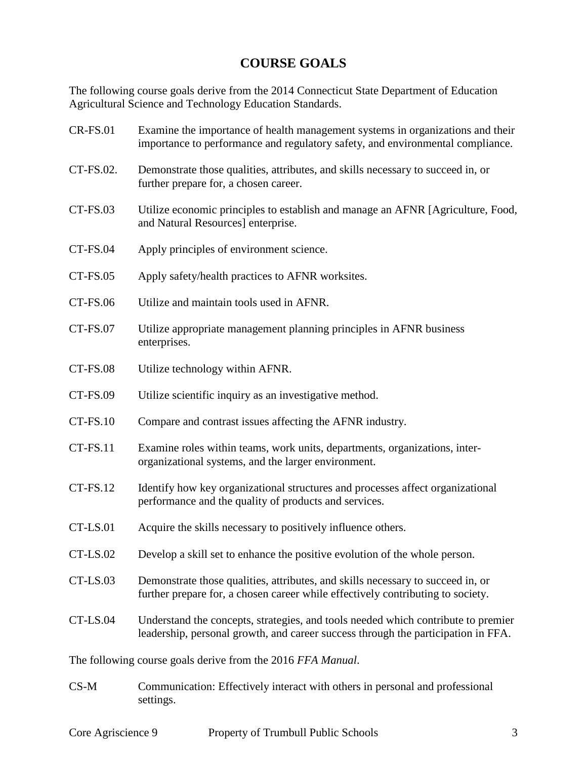## COURSE GOALS

The following course goals derive from the 2014 Connecticut State Department of Education Agricultural Science and Technology Education Standards.

CR-FS.01 Examine the importance of health management systems in organizations and their importance to performance and regulatory safety, and environmental compliance.

CT-FS.02. Demonstrate those qualities, attributes, and skills necessary to succeed in, or further prepare for, a chosen career.

CT-FS.03 Utilize economic principles to establish and manage an AFNR [Agriculture, Food, and Natural Resources] enterprise.

CT-FS.04 Apply principles of environment science.

CT-FS.05 Apply safety/health practices to AFNR worksites.

CT-FS.06 Utilize and maintain tools used in AFNR.

CT-FS.07 Utilize appropriate management planning principles in AFNR business enterprises.

CT-FS.08 Utilize technology within AFNR.

CT-FS.09 Utilize scientific inquiry as an investigative method.

CT-FS.10 Compare and contrast issues affecting the AFNR industry.

CT-FS.11 Examine roles within teams, work units, departments, organizations, inter-organizational systems, and the larger environment.

CT-FS.12 Identify how key organizational structures and processes affect organizational performance and the quality of products and services.

CT-LS.01 Acquire the skills necessary to positively influence others.

CT-LS.02 Develop a skill set to enhance the positive evolution of the whole person.

CT-LS.03 Demonstrate those qualities, attributes, and skills necessary to succeed in, or further prepare for, a chosen career while effectively contributing to society.

CT-LS.04 Understand the concepts, strategies, and tools needed which contribute to premier leadership, personal growth, and career success through the participation in FFA.

The following course goals derive from the 2016 *FFA Manual*.

CS-M Communication: Effectively interact with others in personal and professional settings.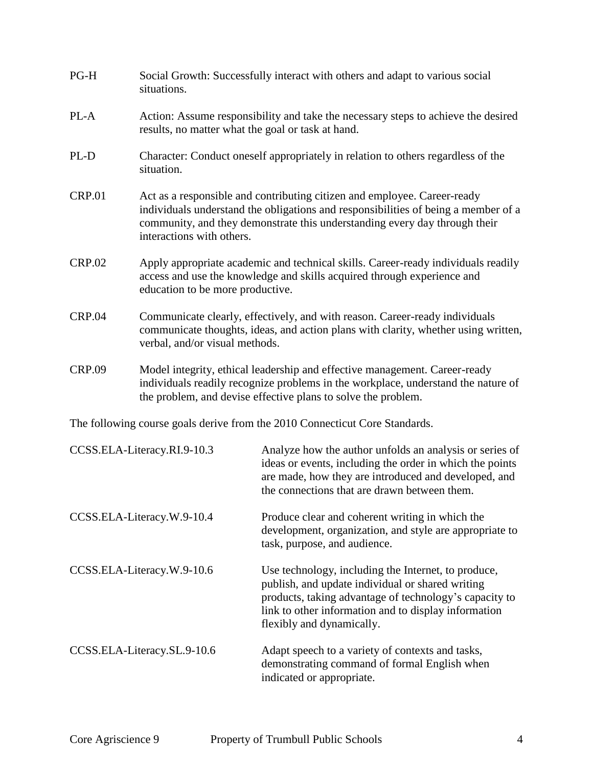| | |
|---|---|
| PG-H | Social Growth: Successfully interact with others and adapt to various social situations. |
| PL-A | Action: Assume responsibility and take the necessary steps to achieve the desired results, no matter what the goal or task at hand. |
| PL-D | Character: Conduct oneself appropriately in relation to others regardless of the situation. |
| CRP.01 | Act as a responsible and contributing citizen and employee. Career-ready individuals understand the obligations and responsibilities of being a member of a community, and they demonstrate this understanding every day through their interactions with others. |
| CRP.02 | Apply appropriate academic and technical skills. Career-ready individuals readily access and use the knowledge and skills acquired through experience and education to be more productive. |
| CRP.04 | Communicate clearly, effectively, and with reason. Career-ready individuals communicate thoughts, ideas, and action plans with clarity, whether using written, verbal, and/or visual methods. |
| CRP.09 | Model integrity, ethical leadership and effective management. Career-ready individuals readily recognize problems in the workplace, understand the nature of the problem, and devise effective plans to solve the problem. |

The following course goals derive from the 2010 Connecticut Core Standards.

| | |
|---|---|
| CCSS.ELA-Literacy.RI.9-10.3 | Analyze how the author unfolds an analysis or series of ideas or events, including the order in which the points are made, how they are introduced and developed, and the connections that are drawn between them. |
| CCSS.ELA-Literacy.W.9-10.4 | Produce clear and coherent writing in which the development, organization, and style are appropriate to task, purpose, and audience. |
| CCSS.ELA-Literacy.W.9-10.6 | Use technology, including the Internet, to produce, publish, and update individual or shared writing products, taking advantage of technology's capacity to link to other information and to display information flexibly and dynamically. |
| CCSS.ELA-Literacy.SL.9-10.6 | Adapt speech to a variety of contexts and tasks, demonstrating command of formal English when indicated or appropriate. |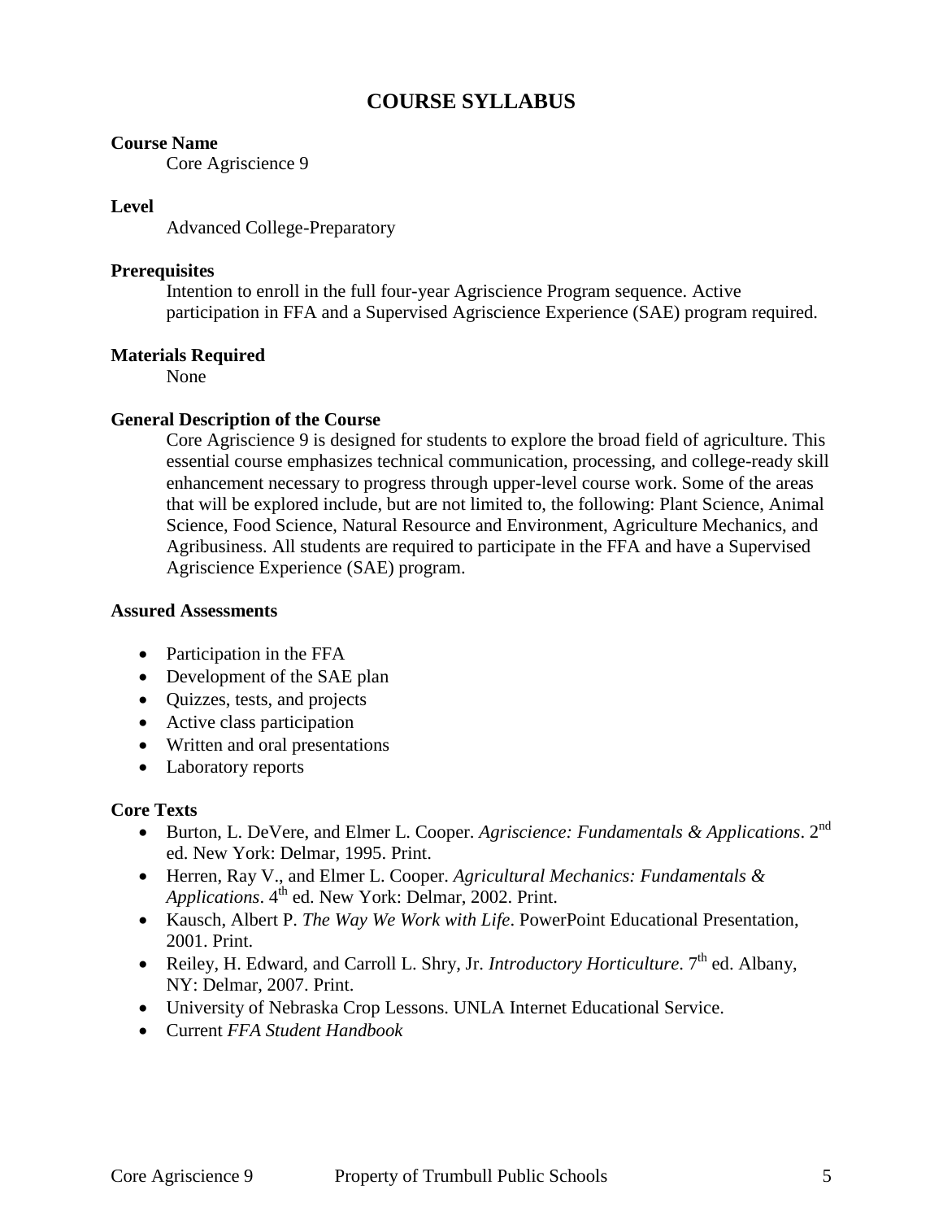# COURSE SYLLABUS

**Course Name**

Core Agriscience 9

**Level**

Advanced College-Preparatory

**Prerequisites**

Intention to enroll in the full four-year Agriscience Program sequence. Active participation in FFA and a Supervised Agriscience Experience (SAE) program required.

**Materials Required**

None

**General Description of the Course**

Core Agriscience 9 is designed for students to explore the broad field of agriculture. This essential course emphasizes technical communication, processing, and college-ready skill enhancement necessary to progress through upper-level course work. Some of the areas that will be explored include, but are not limited to, the following: Plant Science, Animal Science, Food Science, Natural Resource and Environment, Agriculture Mechanics, and Agribusiness. All students are required to participate in the FFA and have a Supervised Agriscience Experience (SAE) program.

**Assured Assessments**

- Participation in the FFA
- Development of the SAE plan
- Quizzes, tests, and projects
- Active class participation
- Written and oral presentations
- Laboratory reports

**Core Texts**

- Burton, L. DeVere, and Elmer L. Cooper. *Agriscience: Fundamentals & Applications*. 2nd ed. New York: Delmar, 1995. Print.
- Herren, Ray V., and Elmer L. Cooper. *Agricultural Mechanics: Fundamentals & Applications*. 4th ed. New York: Delmar, 2002. Print.
- Kausch, Albert P. *The Way We Work with Life*. PowerPoint Educational Presentation, 2001. Print.
- Reiley, H. Edward, and Carroll L. Shry, Jr. *Introductory Horticulture*. 7th ed. Albany, NY: Delmar, 2007. Print.
- University of Nebraska Crop Lessons. UNLA Internet Educational Service.
- Current *FFA Student Handbook*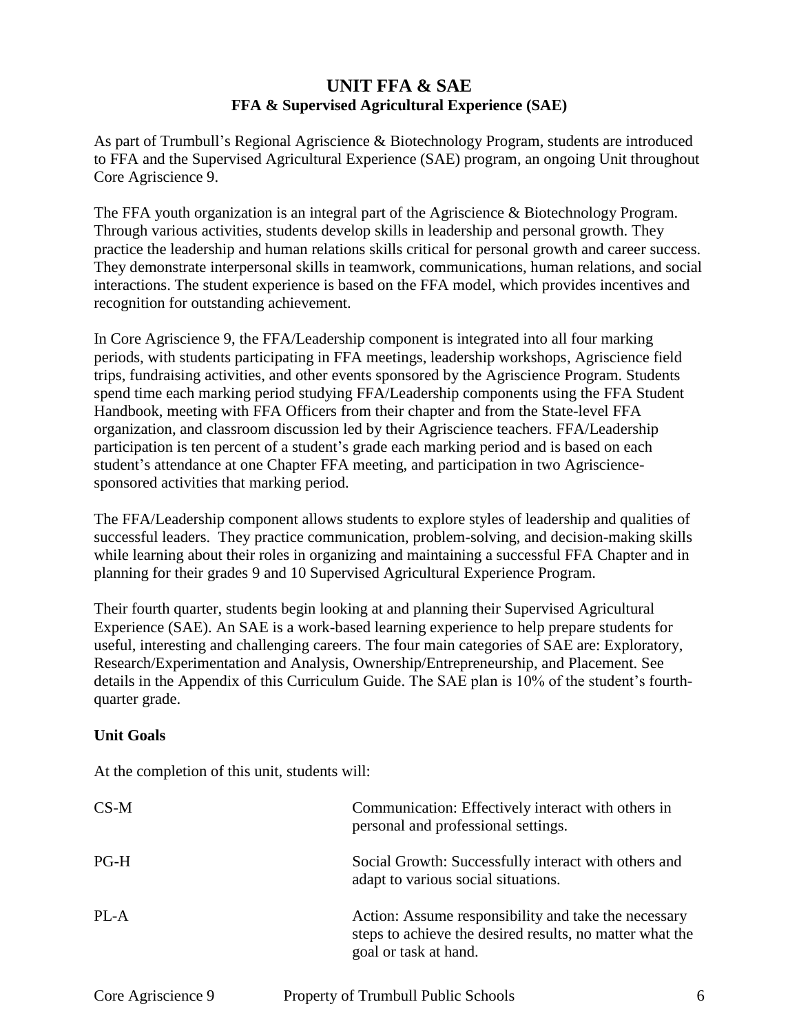# UNIT FFA & SAE

## FFA & Supervised Agricultural Experience (SAE)

As part of Trumbull's Regional Agriscience & Biotechnology Program, students are introduced to FFA and the Supervised Agricultural Experience (SAE) program, an ongoing Unit throughout Core Agriscience 9.

The FFA youth organization is an integral part of the Agriscience & Biotechnology Program. Through various activities, students develop skills in leadership and personal growth. They practice the leadership and human relations skills critical for personal growth and career success. They demonstrate interpersonal skills in teamwork, communications, human relations, and social interactions. The student experience is based on the FFA model, which provides incentives and recognition for outstanding achievement.

In Core Agriscience 9, the FFA/Leadership component is integrated into all four marking periods, with students participating in FFA meetings, leadership workshops, Agriscience field trips, fundraising activities, and other events sponsored by the Agriscience Program. Students spend time each marking period studying FFA/Leadership components using the FFA Student Handbook, meeting with FFA Officers from their chapter and from the State-level FFA organization, and classroom discussion led by their Agriscience teachers. FFA/Leadership participation is ten percent of a student's grade each marking period and is based on each student's attendance at one Chapter FFA meeting, and participation in two Agriscience-sponsored activities that marking period.

The FFA/Leadership component allows students to explore styles of leadership and qualities of successful leaders. They practice communication, problem-solving, and decision-making skills while learning about their roles in organizing and maintaining a successful FFA Chapter and in planning for their grades 9 and 10 Supervised Agricultural Experience Program.

Their fourth quarter, students begin looking at and planning their Supervised Agricultural Experience (SAE). An SAE is a work-based learning experience to help prepare students for useful, interesting and challenging careers. The four main categories of SAE are: Exploratory, Research/Experimentation and Analysis, Ownership/Entrepreneurship, and Placement. See details in the Appendix of this Curriculum Guide. The SAE plan is 10% of the student's fourth-quarter grade.

**Unit Goals**

At the completion of this unit, students will:

| | |
|---|---|
| CS-M | Communication: Effectively interact with others in personal and professional settings. |
| PG-H | Social Growth: Successfully interact with others and adapt to various social situations. |
| PL-A | Action: Assume responsibility and take the necessary steps to achieve the desired results, no matter what the goal or task at hand. |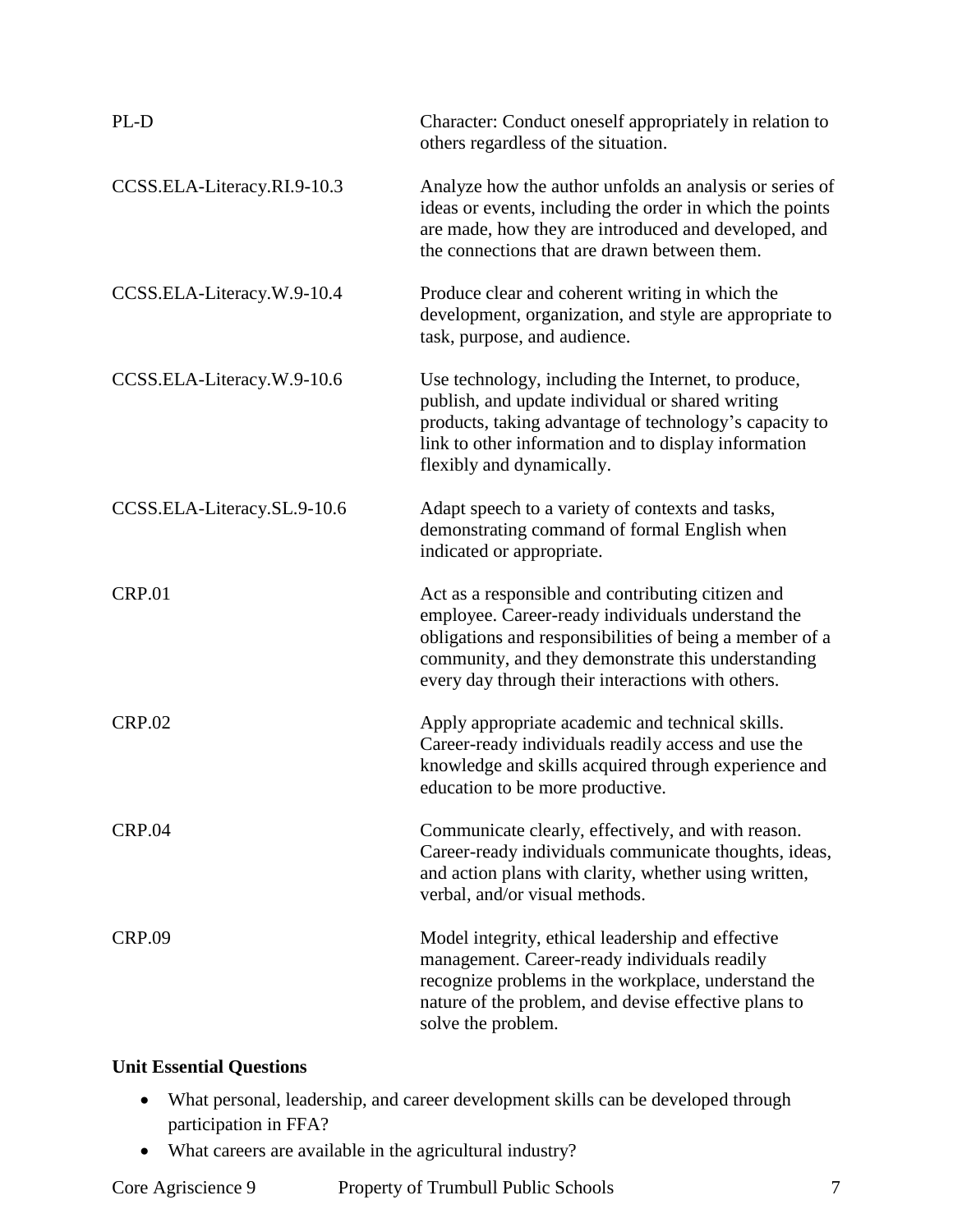| | |
|---|---|
| PL-D | Character: Conduct oneself appropriately in relation to others regardless of the situation. |
| CCSS.ELA-Literacy.RI.9-10.3 | Analyze how the author unfolds an analysis or series of ideas or events, including the order in which the points are made, how they are introduced and developed, and the connections that are drawn between them. |
| CCSS.ELA-Literacy.W.9-10.4 | Produce clear and coherent writing in which the development, organization, and style are appropriate to task, purpose, and audience. |
| CCSS.ELA-Literacy.W.9-10.6 | Use technology, including the Internet, to produce, publish, and update individual or shared writing products, taking advantage of technology's capacity to link to other information and to display information flexibly and dynamically. |
| CCSS.ELA-Literacy.SL.9-10.6 | Adapt speech to a variety of contexts and tasks, demonstrating command of formal English when indicated or appropriate. |
| CRP.01 | Act as a responsible and contributing citizen and employee. Career-ready individuals understand the obligations and responsibilities of being a member of a community, and they demonstrate this understanding every day through their interactions with others. |
| CRP.02 | Apply appropriate academic and technical skills. Career-ready individuals readily access and use the knowledge and skills acquired through experience and education to be more productive. |
| CRP.04 | Communicate clearly, effectively, and with reason. Career-ready individuals communicate thoughts, ideas, and action plans with clarity, whether using written, verbal, and/or visual methods. |
| CRP.09 | Model integrity, ethical leadership and effective management. Career-ready individuals readily recognize problems in the workplace, understand the nature of the problem, and devise effective plans to solve the problem. |

**Unit Essential Questions**

- What personal, leadership, and career development skills can be developed through participation in FFA?
- What careers are available in the agricultural industry?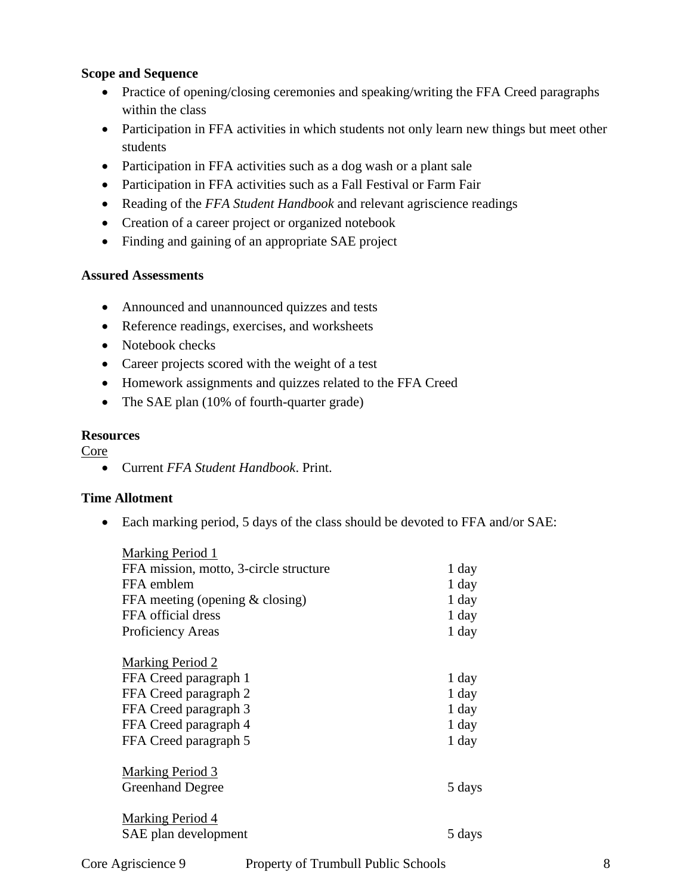**Scope and Sequence**

- Practice of opening/closing ceremonies and speaking/writing the FFA Creed paragraphs within the class
- Participation in FFA activities in which students not only learn new things but meet other students
- Participation in FFA activities such as a dog wash or a plant sale
- Participation in FFA activities such as a Fall Festival or Farm Fair
- Reading of the *FFA Student Handbook* and relevant agriscience readings
- Creation of a career project or organized notebook
- Finding and gaining of an appropriate SAE project

**Assured Assessments**

- Announced and unannounced quizzes and tests
- Reference readings, exercises, and worksheets
- Notebook checks
- Career projects scored with the weight of a test
- Homework assignments and quizzes related to the FFA Creed
- The SAE plan (10% of fourth-quarter grade)

**Resources**

<u>Core</u>

- Current *FFA Student Handbook*. Print.

**Time Allotment**

- Each marking period, 5 days of the class should be devoted to FFA and/or SAE:

<u>Marking Period 1</u>

| | |
|---|---|
| FFA mission, motto, 3-circle structure | 1 day |
| FFA emblem | 1 day |
| FFA meeting (opening & closing) | 1 day |
| FFA official dress | 1 day |
| Proficiency Areas | 1 day |

<u>Marking Period 2</u>

| | |
|---|---|
| FFA Creed paragraph 1 | 1 day |
| FFA Creed paragraph 2 | 1 day |
| FFA Creed paragraph 3 | 1 day |
| FFA Creed paragraph 4 | 1 day |
| FFA Creed paragraph 5 | 1 day |

<u>Marking Period 3</u>

| | |
|---|---|
| Greenhand Degree | 5 days |

<u>Marking Period 4</u>

| | |
|---|---|
| SAE plan development | 5 days |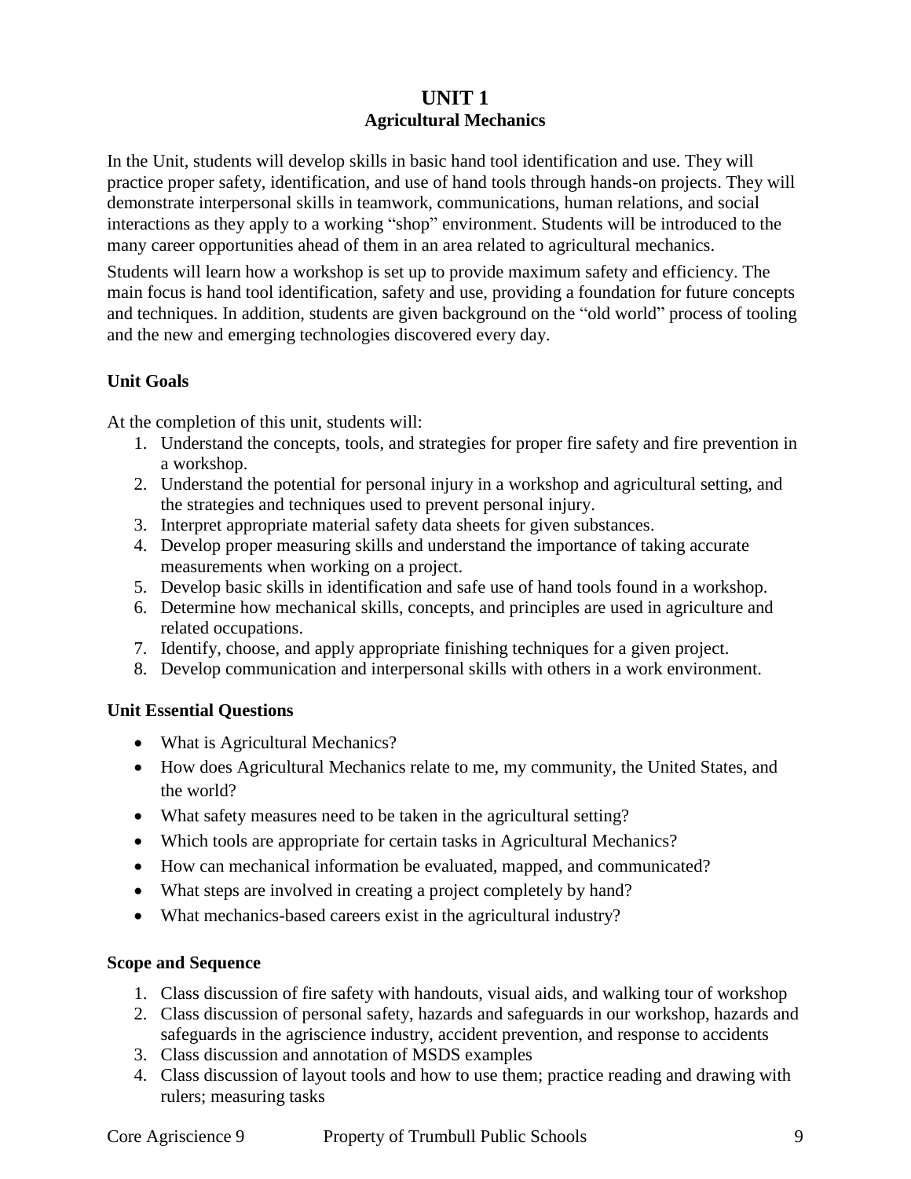# UNIT 1
## Agricultural Mechanics

In the Unit, students will develop skills in basic hand tool identification and use. They will practice proper safety, identification, and use of hand tools through hands-on projects. They will demonstrate interpersonal skills in teamwork, communications, human relations, and social interactions as they apply to a working "shop" environment. Students will be introduced to the many career opportunities ahead of them in an area related to agricultural mechanics.

Students will learn how a workshop is set up to provide maximum safety and efficiency. The main focus is hand tool identification, safety and use, providing a foundation for future concepts and techniques. In addition, students are given background on the "old world" process of tooling and the new and emerging technologies discovered every day.

### Unit Goals

At the completion of this unit, students will:

1. Understand the concepts, tools, and strategies for proper fire safety and fire prevention in a workshop.
2. Understand the potential for personal injury in a workshop and agricultural setting, and the strategies and techniques used to prevent personal injury.
3. Interpret appropriate material safety data sheets for given substances.
4. Develop proper measuring skills and understand the importance of taking accurate measurements when working on a project.
5. Develop basic skills in identification and safe use of hand tools found in a workshop.
6. Determine how mechanical skills, concepts, and principles are used in agriculture and related occupations.
7. Identify, choose, and apply appropriate finishing techniques for a given project.
8. Develop communication and interpersonal skills with others in a work environment.

### Unit Essential Questions

- What is Agricultural Mechanics?
- How does Agricultural Mechanics relate to me, my community, the United States, and the world?
- What safety measures need to be taken in the agricultural setting?
- Which tools are appropriate for certain tasks in Agricultural Mechanics?
- How can mechanical information be evaluated, mapped, and communicated?
- What steps are involved in creating a project completely by hand?
- What mechanics-based careers exist in the agricultural industry?

### Scope and Sequence

1. Class discussion of fire safety with handouts, visual aids, and walking tour of workshop
2. Class discussion of personal safety, hazards and safeguards in our workshop, hazards and safeguards in the agriscience industry, accident prevention, and response to accidents
3. Class discussion and annotation of MSDS examples
4. Class discussion of layout tools and how to use them; practice reading and drawing with rulers; measuring tasks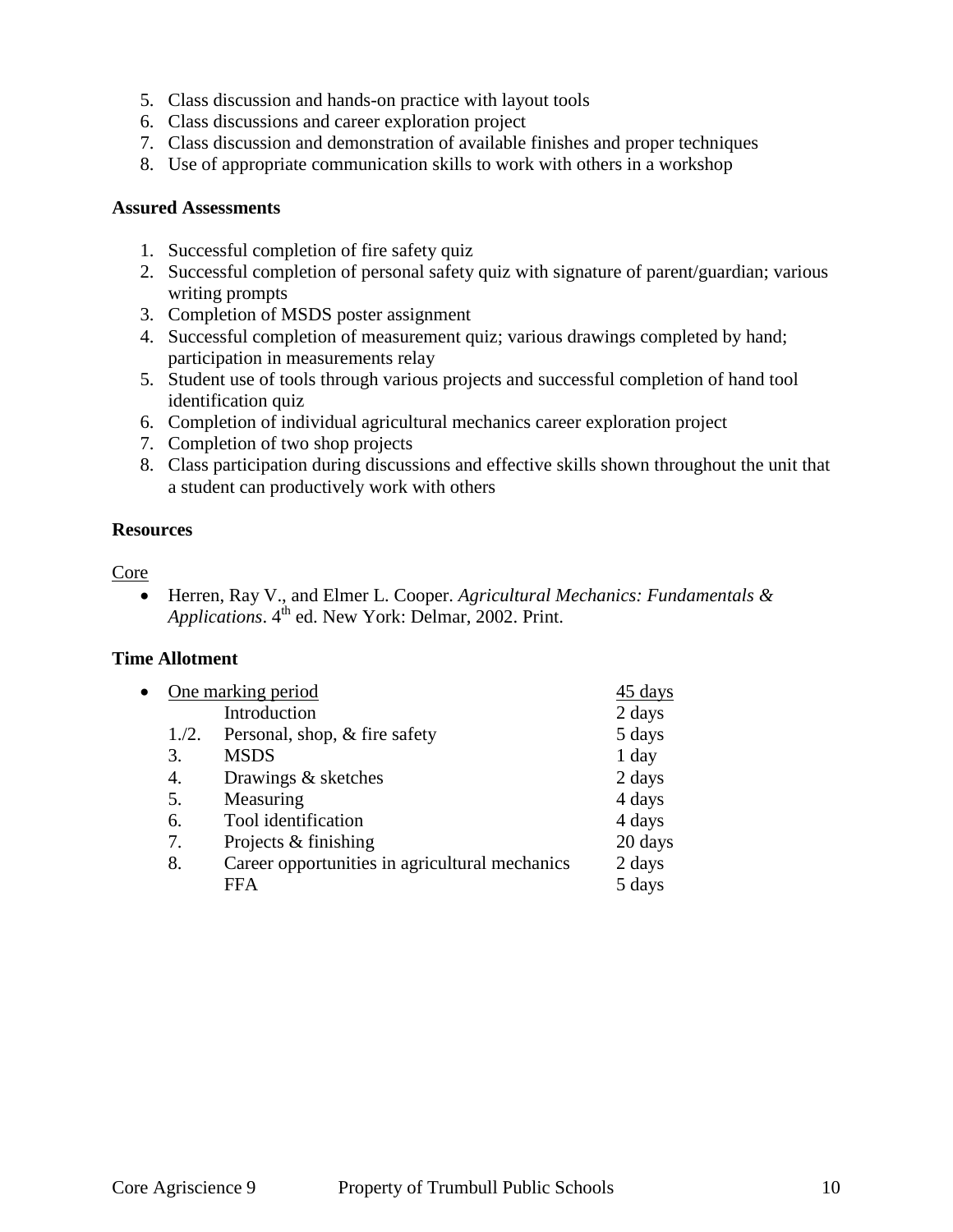5. Class discussion and hands-on practice with layout tools
6. Class discussions and career exploration project
7. Class discussion and demonstration of available finishes and proper techniques
8. Use of appropriate communication skills to work with others in a workshop

**Assured Assessments**

1. Successful completion of fire safety quiz
2. Successful completion of personal safety quiz with signature of parent/guardian; various writing prompts
3. Completion of MSDS poster assignment
4. Successful completion of measurement quiz; various drawings completed by hand; participation in measurements relay
5. Student use of tools through various projects and successful completion of hand tool identification quiz
6. Completion of individual agricultural mechanics career exploration project
7. Completion of two shop projects
8. Class participation during discussions and effective skills shown throughout the unit that a student can productively work with others

**Resources**

Core

- Herren, Ray V., and Elmer L. Cooper. *Agricultural Mechanics: Fundamentals & Applications*. 4th ed. New York: Delmar, 2002. Print.

**Time Allotment**

- One marking period — 45 days

| | | |
|---|---|---|
| | Introduction | 2 days |
| 1./2. | Personal, shop, & fire safety | 5 days |
| 3. | MSDS | 1 day |
| 4. | Drawings & sketches | 2 days |
| 5. | Measuring | 4 days |
| 6. | Tool identification | 4 days |
| 7. | Projects & finishing | 20 days |
| 8. | Career opportunities in agricultural mechanics | 2 days |
| | FFA | 5 days |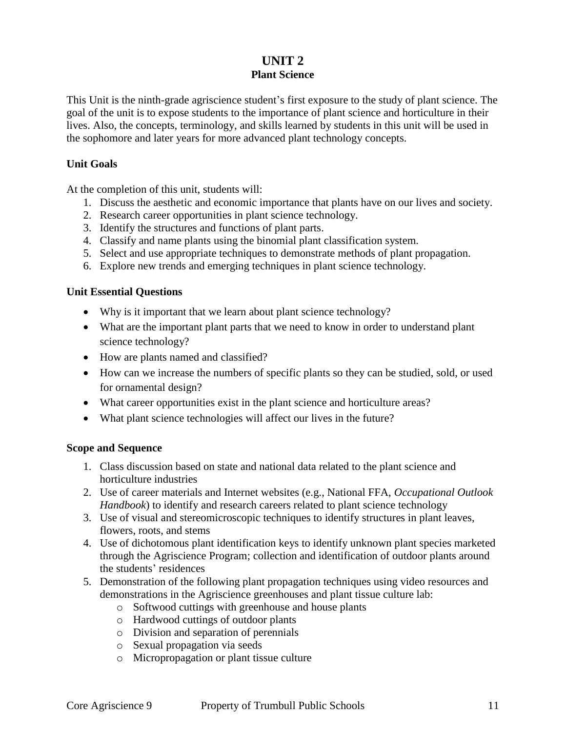# UNIT 2
## Plant Science

This Unit is the ninth-grade agriscience student's first exposure to the study of plant science. The goal of the unit is to expose students to the importance of plant science and horticulture in their lives. Also, the concepts, terminology, and skills learned by students in this unit will be used in the sophomore and later years for more advanced plant technology concepts.

### Unit Goals

At the completion of this unit, students will:

1. Discuss the aesthetic and economic importance that plants have on our lives and society.
2. Research career opportunities in plant science technology.
3. Identify the structures and functions of plant parts.
4. Classify and name plants using the binomial plant classification system.
5. Select and use appropriate techniques to demonstrate methods of plant propagation.
6. Explore new trends and emerging techniques in plant science technology.

### Unit Essential Questions

- Why is it important that we learn about plant science technology?
- What are the important plant parts that we need to know in order to understand plant science technology?
- How are plants named and classified?
- How can we increase the numbers of specific plants so they can be studied, sold, or used for ornamental design?
- What career opportunities exist in the plant science and horticulture areas?
- What plant science technologies will affect our lives in the future?

### Scope and Sequence

1. Class discussion based on state and national data related to the plant science and horticulture industries
2. Use of career materials and Internet websites (e.g., National FFA, *Occupational Outlook Handbook*) to identify and research careers related to plant science technology
3. Use of visual and stereomicroscopic techniques to identify structures in plant leaves, flowers, roots, and stems
4. Use of dichotomous plant identification keys to identify unknown plant species marketed through the Agriscience Program; collection and identification of outdoor plants around the students' residences
5. Demonstration of the following plant propagation techniques using video resources and demonstrations in the Agriscience greenhouses and plant tissue culture lab:
   - Softwood cuttings with greenhouse and house plants
   - Hardwood cuttings of outdoor plants
   - Division and separation of perennials
   - Sexual propagation via seeds
   - Micropropagation or plant tissue culture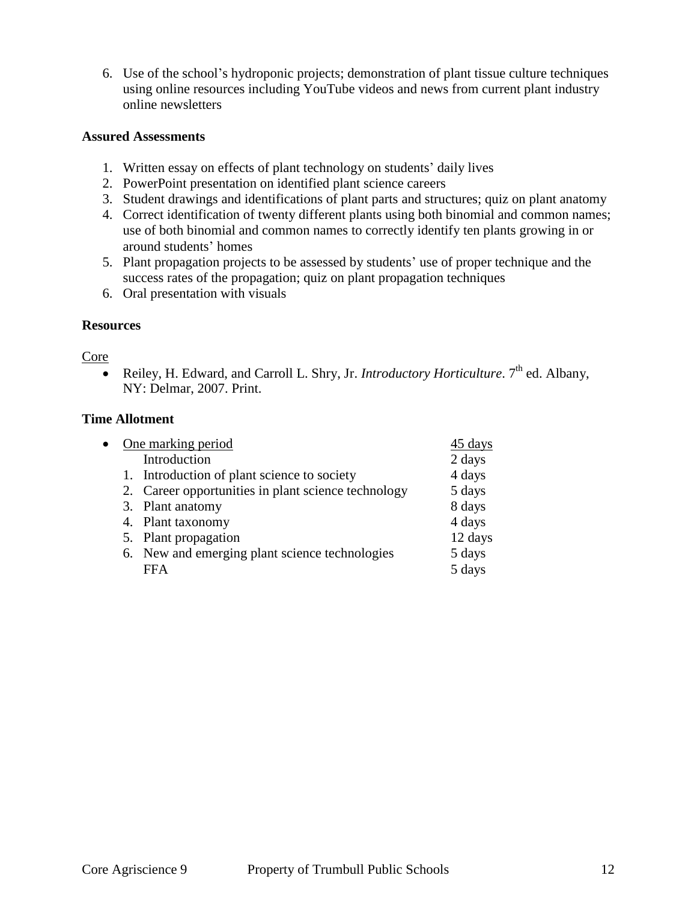6. Use of the school's hydroponic projects; demonstration of plant tissue culture techniques using online resources including YouTube videos and news from current plant industry online newsletters

### Assured Assessments

1. Written essay on effects of plant technology on students' daily lives
2. PowerPoint presentation on identified plant science careers
3. Student drawings and identifications of plant parts and structures; quiz on plant anatomy
4. Correct identification of twenty different plants using both binomial and common names; use of both binomial and common names to correctly identify ten plants growing in or around students' homes
5. Plant propagation projects to be assessed by students' use of proper technique and the success rates of the propagation; quiz on plant propagation techniques
6. Oral presentation with visuals

### Resources

Core

- Reiley, H. Edward, and Carroll L. Shry, Jr. *Introductory Horticulture*. 7th ed. Albany, NY: Delmar, 2007. Print.

### Time Allotment

- One marking period — 45 days

| Topic | Days |
|---|---|
| Introduction | 2 days |
| 1. Introduction of plant science to society | 4 days |
| 2. Career opportunities in plant science technology | 5 days |
| 3. Plant anatomy | 8 days |
| 4. Plant taxonomy | 4 days |
| 5. Plant propagation | 12 days |
| 6. New and emerging plant science technologies | 5 days |
| FFA | 5 days |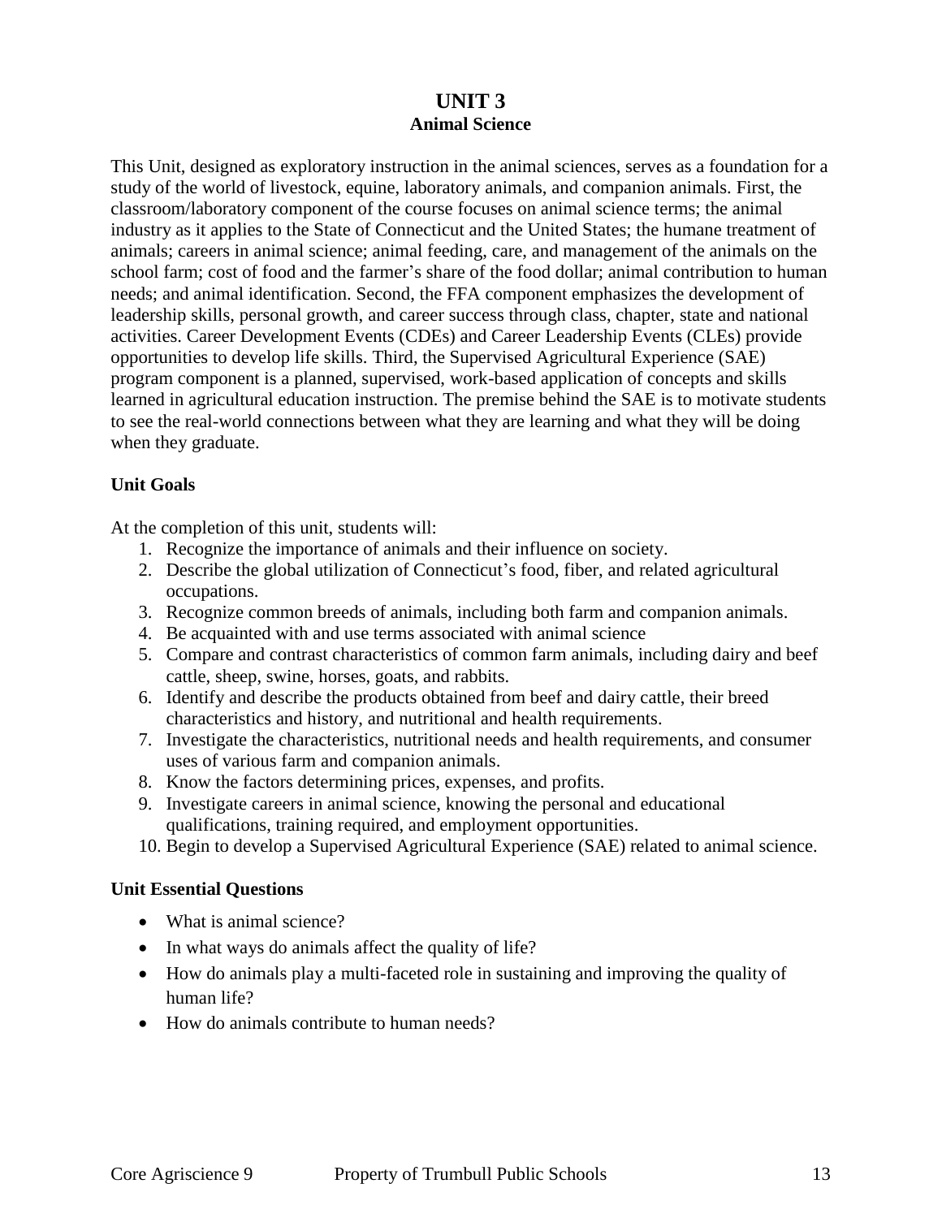# UNIT 3
## Animal Science

This Unit, designed as exploratory instruction in the animal sciences, serves as a foundation for a study of the world of livestock, equine, laboratory animals, and companion animals. First, the classroom/laboratory component of the course focuses on animal science terms; the animal industry as it applies to the State of Connecticut and the United States; the humane treatment of animals; careers in animal science; animal feeding, care, and management of the animals on the school farm; cost of food and the farmer's share of the food dollar; animal contribution to human needs; and animal identification. Second, the FFA component emphasizes the development of leadership skills, personal growth, and career success through class, chapter, state and national activities. Career Development Events (CDEs) and Career Leadership Events (CLEs) provide opportunities to develop life skills. Third, the Supervised Agricultural Experience (SAE) program component is a planned, supervised, work-based application of concepts and skills learned in agricultural education instruction. The premise behind the SAE is to motivate students to see the real-world connections between what they are learning and what they will be doing when they graduate.

### Unit Goals

At the completion of this unit, students will:

1. Recognize the importance of animals and their influence on society.
2. Describe the global utilization of Connecticut's food, fiber, and related agricultural occupations.
3. Recognize common breeds of animals, including both farm and companion animals.
4. Be acquainted with and use terms associated with animal science
5. Compare and contrast characteristics of common farm animals, including dairy and beef cattle, sheep, swine, horses, goats, and rabbits.
6. Identify and describe the products obtained from beef and dairy cattle, their breed characteristics and history, and nutritional and health requirements.
7. Investigate the characteristics, nutritional needs and health requirements, and consumer uses of various farm and companion animals.
8. Know the factors determining prices, expenses, and profits.
9. Investigate careers in animal science, knowing the personal and educational qualifications, training required, and employment opportunities.
10. Begin to develop a Supervised Agricultural Experience (SAE) related to animal science.

### Unit Essential Questions

- What is animal science?
- In what ways do animals affect the quality of life?
- How do animals play a multi-faceted role in sustaining and improving the quality of human life?
- How do animals contribute to human needs?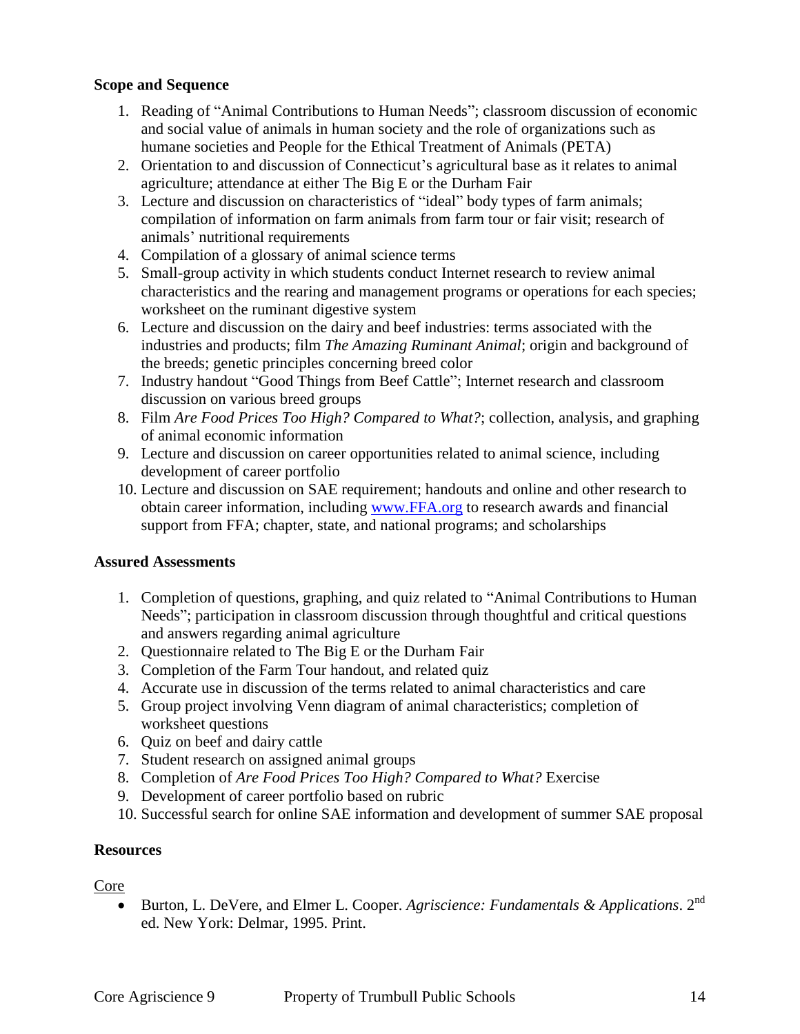**Scope and Sequence**

1. Reading of "Animal Contributions to Human Needs"; classroom discussion of economic and social value of animals in human society and the role of organizations such as humane societies and People for the Ethical Treatment of Animals (PETA)
2. Orientation to and discussion of Connecticut's agricultural base as it relates to animal agriculture; attendance at either The Big E or the Durham Fair
3. Lecture and discussion on characteristics of "ideal" body types of farm animals; compilation of information on farm animals from farm tour or fair visit; research of animals' nutritional requirements
4. Compilation of a glossary of animal science terms
5. Small-group activity in which students conduct Internet research to review animal characteristics and the rearing and management programs or operations for each species; worksheet on the ruminant digestive system
6. Lecture and discussion on the dairy and beef industries: terms associated with the industries and products; film *The Amazing Ruminant Animal*; origin and background of the breeds; genetic principles concerning breed color
7. Industry handout "Good Things from Beef Cattle"; Internet research and classroom discussion on various breed groups
8. Film *Are Food Prices Too High? Compared to What?*; collection, analysis, and graphing of animal economic information
9. Lecture and discussion on career opportunities related to animal science, including development of career portfolio
10. Lecture and discussion on SAE requirement; handouts and online and other research to obtain career information, including [www.FFA.org](http://www.FFA.org) to research awards and financial support from FFA; chapter, state, and national programs; and scholarships

**Assured Assessments**

1. Completion of questions, graphing, and quiz related to "Animal Contributions to Human Needs"; participation in classroom discussion through thoughtful and critical questions and answers regarding animal agriculture
2. Questionnaire related to The Big E or the Durham Fair
3. Completion of the Farm Tour handout, and related quiz
4. Accurate use in discussion of the terms related to animal characteristics and care
5. Group project involving Venn diagram of animal characteristics; completion of worksheet questions
6. Quiz on beef and dairy cattle
7. Student research on assigned animal groups
8. Completion of *Are Food Prices Too High? Compared to What?* Exercise
9. Development of career portfolio based on rubric
10. Successful search for online SAE information and development of summer SAE proposal

**Resources**

Core

- Burton, L. DeVere, and Elmer L. Cooper. *Agriscience: Fundamentals & Applications*. 2nd ed. New York: Delmar, 1995. Print.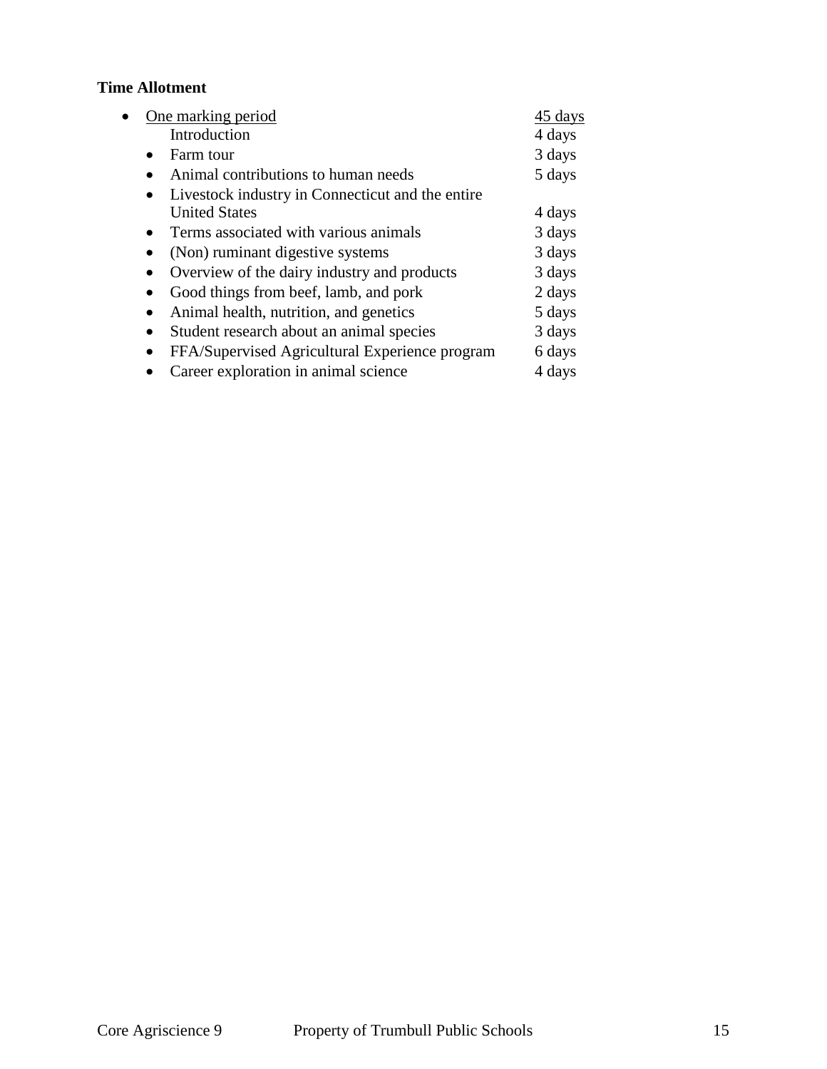**Time Allotment**

- <u>One marking period</u> <u>45 days</u>
  - Introduction 4 days
  - Farm tour 3 days
  - Animal contributions to human needs 5 days
  - Livestock industry in Connecticut and the entire United States 4 days
  - Terms associated with various animals 3 days
  - (Non) ruminant digestive systems 3 days
  - Overview of the dairy industry and products 3 days
  - Good things from beef, lamb, and pork 2 days
  - Animal health, nutrition, and genetics 5 days
  - Student research about an animal species 3 days
  - FFA/Supervised Agricultural Experience program 6 days
  - Career exploration in animal science 4 days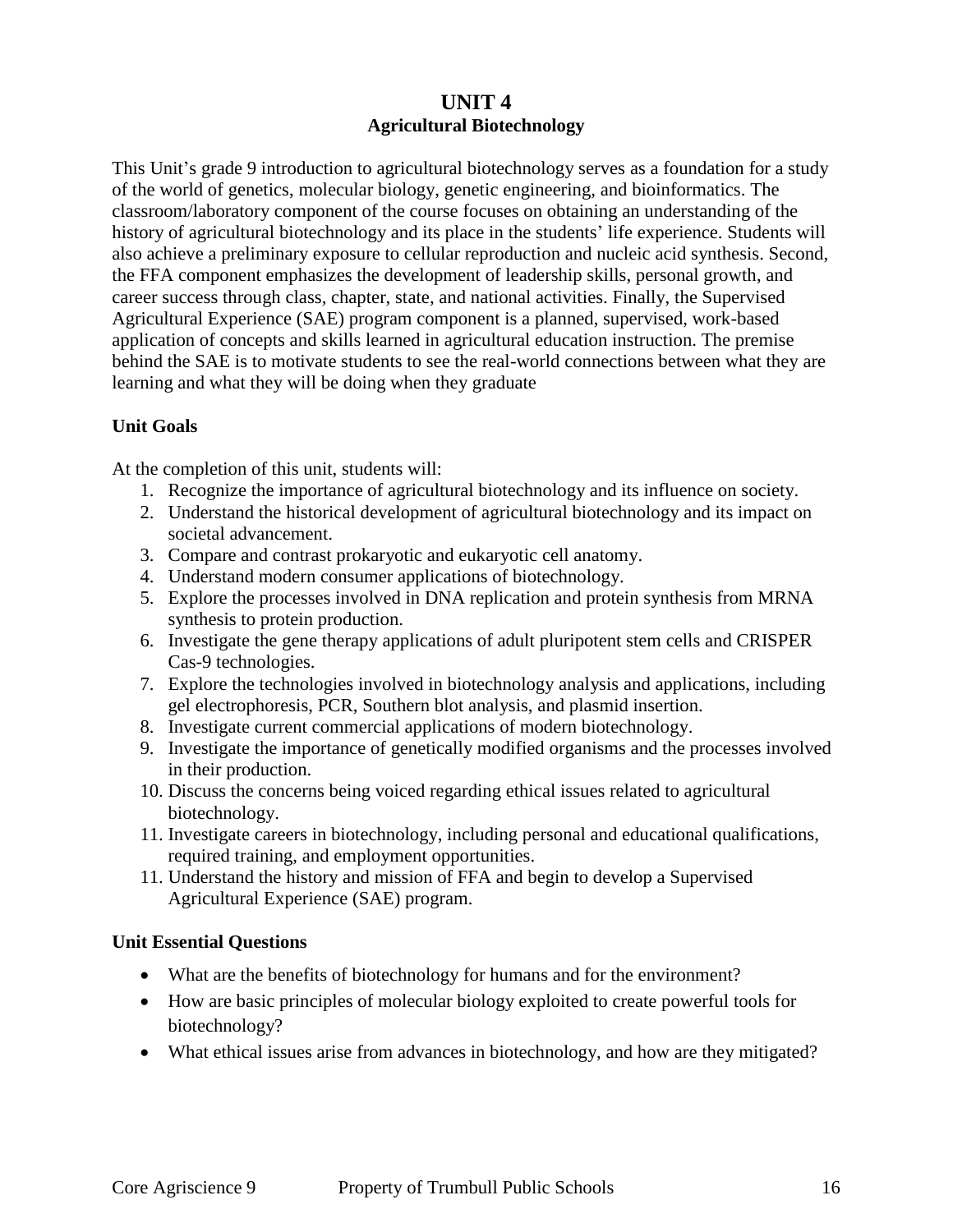# UNIT 4
## Agricultural Biotechnology

This Unit's grade 9 introduction to agricultural biotechnology serves as a foundation for a study of the world of genetics, molecular biology, genetic engineering, and bioinformatics. The classroom/laboratory component of the course focuses on obtaining an understanding of the history of agricultural biotechnology and its place in the students' life experience. Students will also achieve a preliminary exposure to cellular reproduction and nucleic acid synthesis. Second, the FFA component emphasizes the development of leadership skills, personal growth, and career success through class, chapter, state, and national activities. Finally, the Supervised Agricultural Experience (SAE) program component is a planned, supervised, work-based application of concepts and skills learned in agricultural education instruction. The premise behind the SAE is to motivate students to see the real-world connections between what they are learning and what they will be doing when they graduate

### Unit Goals

At the completion of this unit, students will:

1. Recognize the importance of agricultural biotechnology and its influence on society.
2. Understand the historical development of agricultural biotechnology and its impact on societal advancement.
3. Compare and contrast prokaryotic and eukaryotic cell anatomy.
4. Understand modern consumer applications of biotechnology.
5. Explore the processes involved in DNA replication and protein synthesis from MRNA synthesis to protein production.
6. Investigate the gene therapy applications of adult pluripotent stem cells and CRISPER Cas-9 technologies.
7. Explore the technologies involved in biotechnology analysis and applications, including gel electrophoresis, PCR, Southern blot analysis, and plasmid insertion.
8. Investigate current commercial applications of modern biotechnology.
9. Investigate the importance of genetically modified organisms and the processes involved in their production.
10. Discuss the concerns being voiced regarding ethical issues related to agricultural biotechnology.
11. Investigate careers in biotechnology, including personal and educational qualifications, required training, and employment opportunities.
11. Understand the history and mission of FFA and begin to develop a Supervised Agricultural Experience (SAE) program.

### Unit Essential Questions

- What are the benefits of biotechnology for humans and for the environment?
- How are basic principles of molecular biology exploited to create powerful tools for biotechnology?
- What ethical issues arise from advances in biotechnology, and how are they mitigated?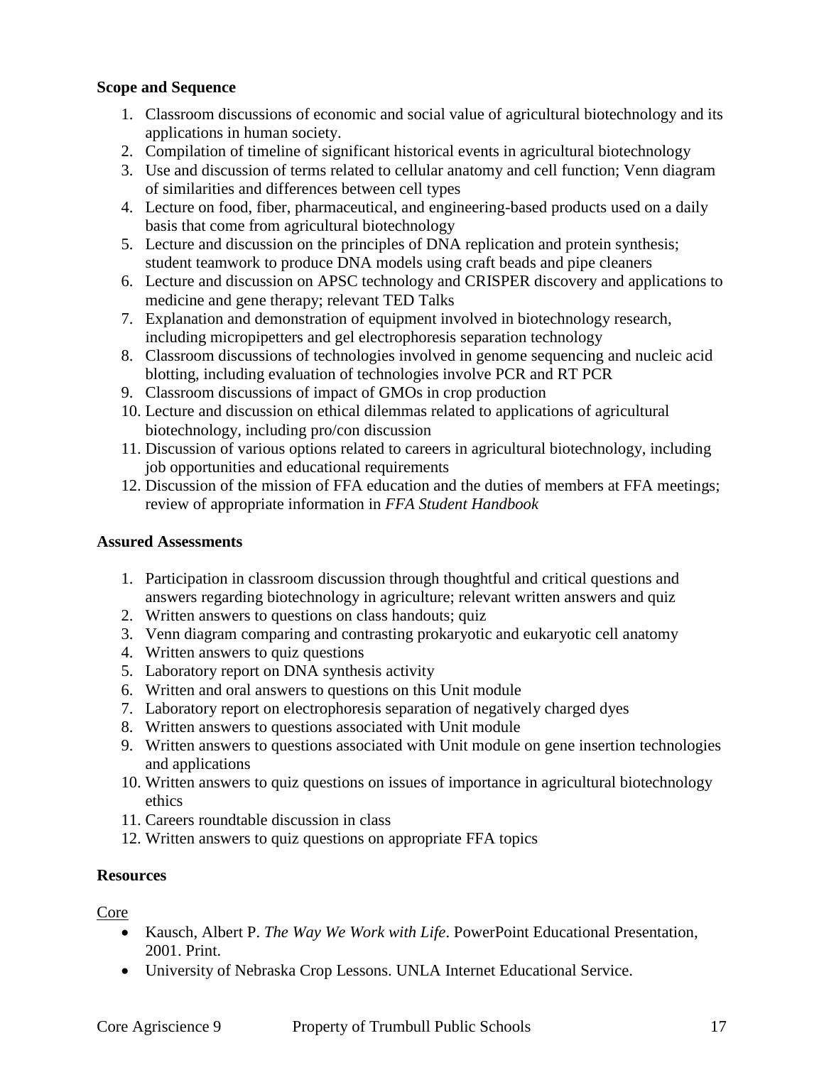**Scope and Sequence**

1. Classroom discussions of economic and social value of agricultural biotechnology and its applications in human society.
2. Compilation of timeline of significant historical events in agricultural biotechnology
3. Use and discussion of terms related to cellular anatomy and cell function; Venn diagram of similarities and differences between cell types
4. Lecture on food, fiber, pharmaceutical, and engineering-based products used on a daily basis that come from agricultural biotechnology
5. Lecture and discussion on the principles of DNA replication and protein synthesis; student teamwork to produce DNA models using craft beads and pipe cleaners
6. Lecture and discussion on APSC technology and CRISPER discovery and applications to medicine and gene therapy; relevant TED Talks
7. Explanation and demonstration of equipment involved in biotechnology research, including micropipetters and gel electrophoresis separation technology
8. Classroom discussions of technologies involved in genome sequencing and nucleic acid blotting, including evaluation of technologies involve PCR and RT PCR
9. Classroom discussions of impact of GMOs in crop production
10. Lecture and discussion on ethical dilemmas related to applications of agricultural biotechnology, including pro/con discussion
11. Discussion of various options related to careers in agricultural biotechnology, including job opportunities and educational requirements
12. Discussion of the mission of FFA education and the duties of members at FFA meetings; review of appropriate information in *FFA Student Handbook*

**Assured Assessments**

1. Participation in classroom discussion through thoughtful and critical questions and answers regarding biotechnology in agriculture; relevant written answers and quiz
2. Written answers to questions on class handouts; quiz
3. Venn diagram comparing and contrasting prokaryotic and eukaryotic cell anatomy
4. Written answers to quiz questions
5. Laboratory report on DNA synthesis activity
6. Written and oral answers to questions on this Unit module
7. Laboratory report on electrophoresis separation of negatively charged dyes
8. Written answers to questions associated with Unit module
9. Written answers to questions associated with Unit module on gene insertion technologies and applications
10. Written answers to quiz questions on issues of importance in agricultural biotechnology ethics
11. Careers roundtable discussion in class
12. Written answers to quiz questions on appropriate FFA topics

**Resources**

Core

- Kausch, Albert P. *The Way We Work with Life*. PowerPoint Educational Presentation, 2001. Print.
- University of Nebraska Crop Lessons. UNLA Internet Educational Service.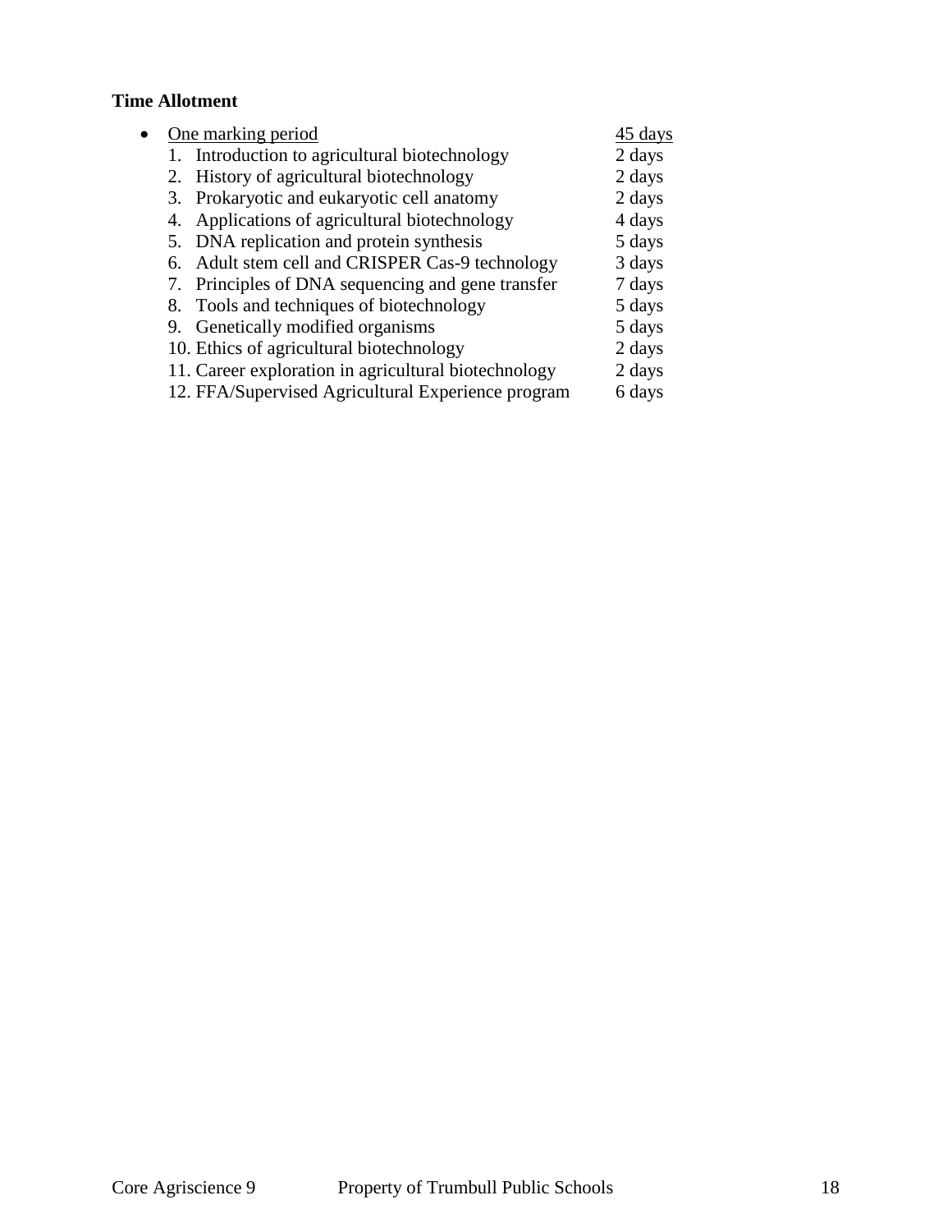**Time Allotment**

- <u>One marking period</u> <u>45 days</u>
  1. Introduction to agricultural biotechnology 2 days
  2. History of agricultural biotechnology 2 days
  3. Prokaryotic and eukaryotic cell anatomy 2 days
  4. Applications of agricultural biotechnology 4 days
  5. DNA replication and protein synthesis 5 days
  6. Adult stem cell and CRISPER Cas-9 technology 3 days
  7. Principles of DNA sequencing and gene transfer 7 days
  8. Tools and techniques of biotechnology 5 days
  9. Genetically modified organisms 5 days
  10. Ethics of agricultural biotechnology 2 days
  11. Career exploration in agricultural biotechnology 2 days
  12. FFA/Supervised Agricultural Experience program 6 days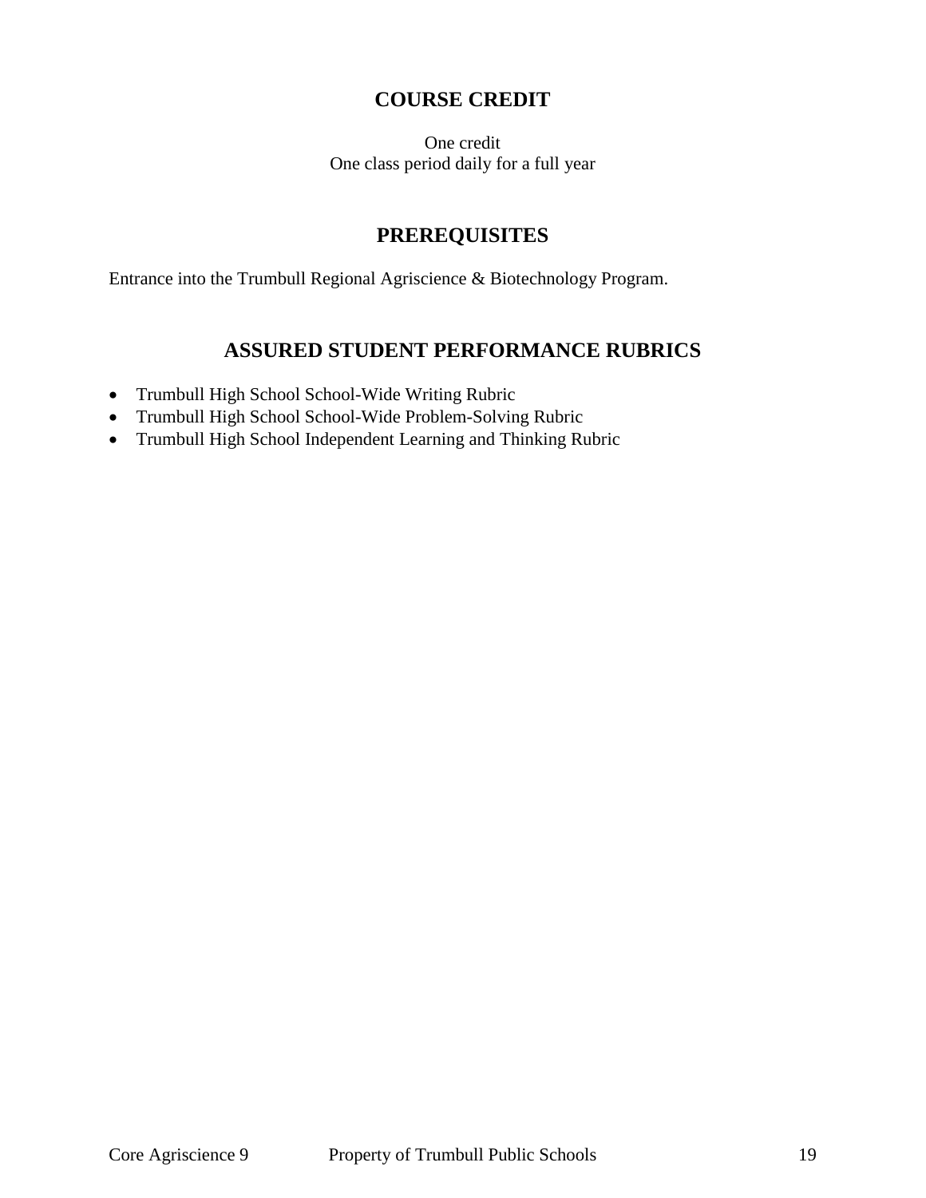## COURSE CREDIT

One credit
One class period daily for a full year

## PREREQUISITES

Entrance into the Trumbull Regional Agriscience & Biotechnology Program.

## ASSURED STUDENT PERFORMANCE RUBRICS

- Trumbull High School School-Wide Writing Rubric
- Trumbull High School School-Wide Problem-Solving Rubric
- Trumbull High School Independent Learning and Thinking Rubric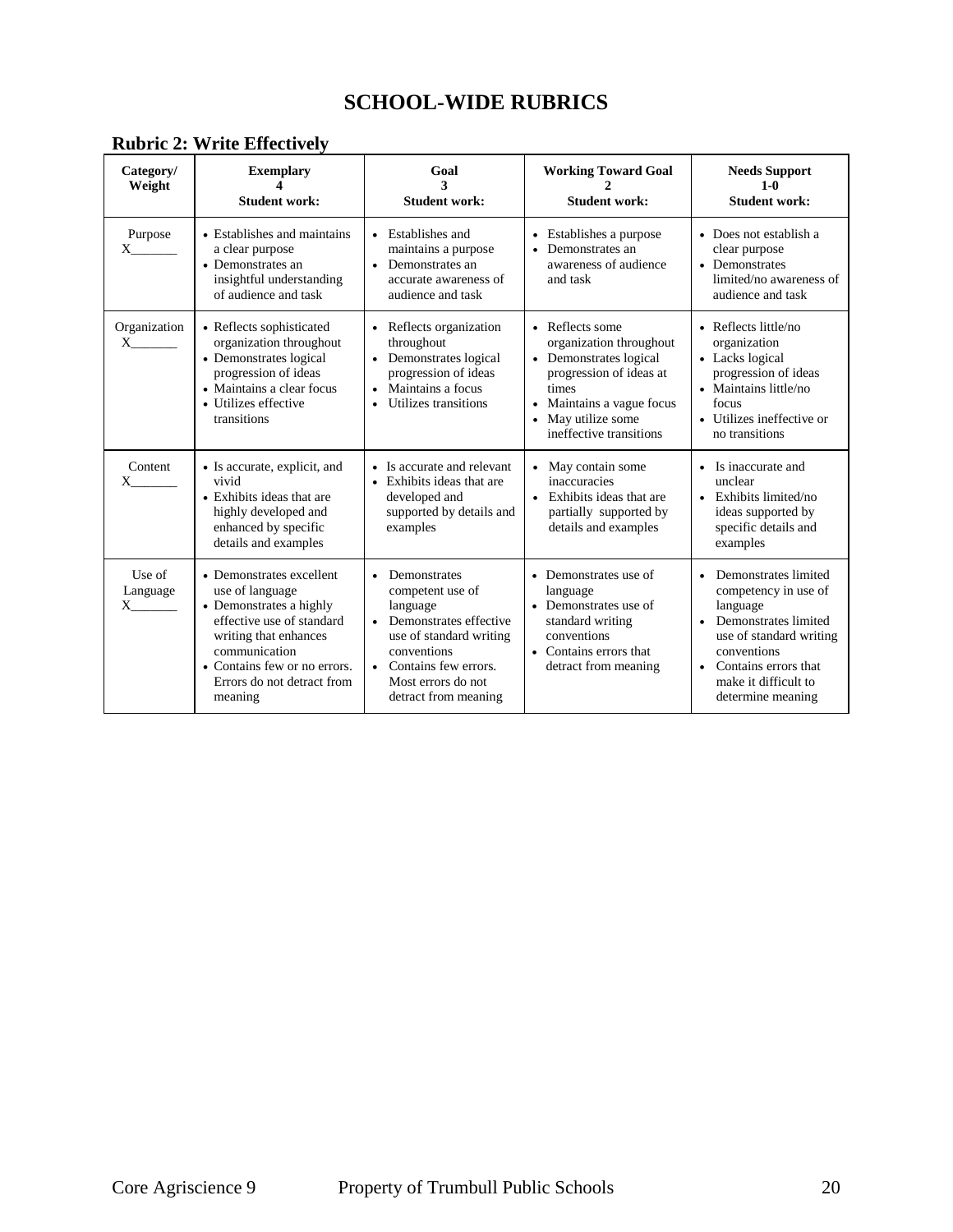# SCHOOL-WIDE RUBRICS

## Rubric 2: Write Effectively

| Category/ Weight | Exemplary 4 Student work: | Goal 3 Student work: | Working Toward Goal 2 Student work: | Needs Support 1-0 Student work: |
|---|---|---|---|---|
| Purpose X_______ | • Establishes and maintains a clear purpose<br>• Demonstrates an insightful understanding of audience and task | • Establishes and maintains a purpose<br>• Demonstrates an accurate awareness of audience and task | • Establishes a purpose<br>• Demonstrates an awareness of audience and task | • Does not establish a clear purpose<br>• Demonstrates limited/no awareness of audience and task |
| Organization X_______ | • Reflects sophisticated organization throughout<br>• Demonstrates logical progression of ideas<br>• Maintains a clear focus<br>• Utilizes effective transitions | • Reflects organization throughout<br>• Demonstrates logical progression of ideas<br>• Maintains a focus<br>• Utilizes transitions | • Reflects some organization throughout<br>• Demonstrates logical progression of ideas at times<br>• Maintains a vague focus<br>• May utilize some ineffective transitions | • Reflects little/no organization<br>• Lacks logical progression of ideas<br>• Maintains little/no focus<br>• Utilizes ineffective or no transitions |
| Content X_______ | • Is accurate, explicit, and vivid<br>• Exhibits ideas that are highly developed and enhanced by specific details and examples | • Is accurate and relevant<br>• Exhibits ideas that are developed and supported by details and examples | • May contain some inaccuracies<br>• Exhibits ideas that are partially supported by details and examples | • Is inaccurate and unclear<br>• Exhibits limited/no ideas supported by specific details and examples |
| Use of Language X_______ | • Demonstrates excellent use of language<br>• Demonstrates a highly effective use of standard writing that enhances communication<br>• Contains few or no errors. Errors do not detract from meaning | • Demonstrates competent use of language<br>• Demonstrates effective use of standard writing conventions<br>• Contains few errors. Most errors do not detract from meaning | • Demonstrates use of language<br>• Demonstrates use of standard writing conventions<br>• Contains errors that detract from meaning | • Demonstrates limited competency in use of language<br>• Demonstrates limited use of standard writing conventions<br>• Contains errors that make it difficult to determine meaning |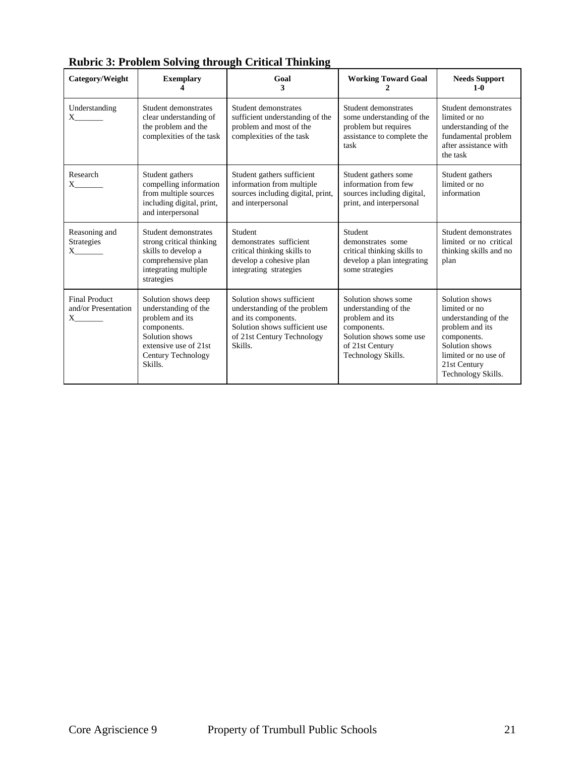**Rubric 3: Problem Solving through Critical Thinking**

| Category/Weight | Exemplary 4 | Goal 3 | Working Toward Goal 2 | Needs Support 1-0 |
|---|---|---|---|---|
| Understanding X_______ | Student demonstrates clear understanding of the problem and the complexities of the task | Student demonstrates sufficient understanding of the problem and most of the complexities of the task | Student demonstrates some understanding of the problem but requires assistance to complete the task | Student demonstrates limited or no understanding of the fundamental problem after assistance with the task |
| Research X_______ | Student gathers compelling information from multiple sources including digital, print, and interpersonal | Student gathers sufficient information from multiple sources including digital, print, and interpersonal | Student gathers some information from few sources including digital, print, and interpersonal | Student gathers limited or no information |
| Reasoning and Strategies X_______ | Student demonstrates strong critical thinking skills to develop a comprehensive plan integrating multiple strategies | Student demonstrates sufficient critical thinking skills to develop a cohesive plan integrating strategies | Student demonstrates some critical thinking skills to develop a plan integrating some strategies | Student demonstrates limited or no critical thinking skills and no plan |
| Final Product and/or Presentation X_______ | Solution shows deep understanding of the problem and its components. Solution shows extensive use of 21st Century Technology Skills. | Solution shows sufficient understanding of the problem and its components. Solution shows sufficient use of 21st Century Technology Skills. | Solution shows some understanding of the problem and its components. Solution shows some use of 21st Century Technology Skills. | Solution shows limited or no understanding of the problem and its components. Solution shows limited or no use of 21st Century Technology Skills. |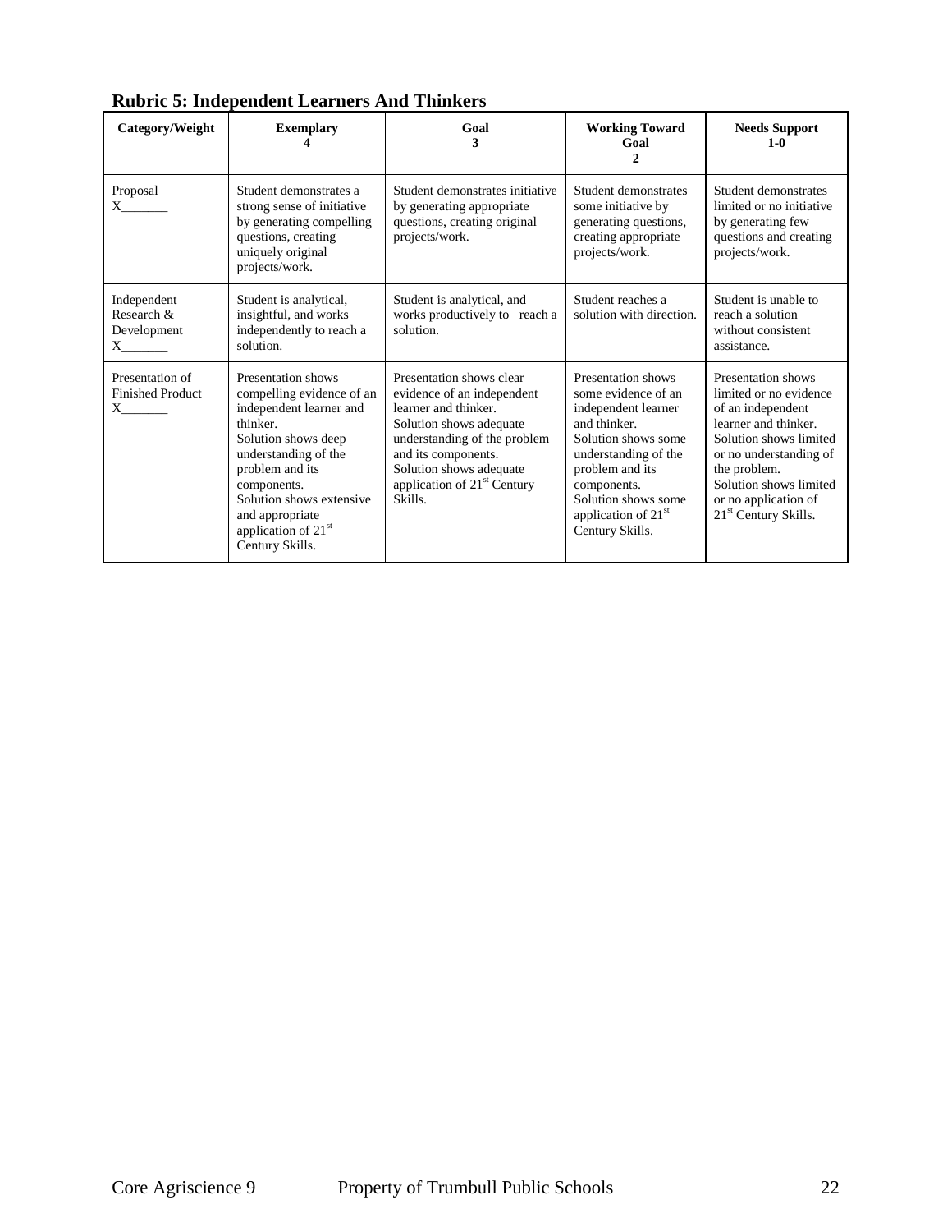## Rubric 5: Independent Learners And Thinkers

| Category/Weight | Exemplary 4 | Goal 3 | Working Toward Goal 2 | Needs Support 1-0 |
|---|---|---|---|---|
| Proposal X_______ | Student demonstrates a strong sense of initiative by generating compelling questions, creating uniquely original projects/work. | Student demonstrates initiative by generating appropriate questions, creating original projects/work. | Student demonstrates some initiative by generating questions, creating appropriate projects/work. | Student demonstrates limited or no initiative by generating few questions and creating projects/work. |
| Independent Research & Development X_______ | Student is analytical, insightful, and works independently to reach a solution. | Student is analytical, and works productively to reach a solution. | Student reaches a solution with direction. | Student is unable to reach a solution without consistent assistance. |
| Presentation of Finished Product X_______ | Presentation shows compelling evidence of an independent learner and thinker. Solution shows deep understanding of the problem and its components. Solution shows extensive and appropriate application of 21st Century Skills. | Presentation shows clear evidence of an independent learner and thinker. Solution shows adequate understanding of the problem and its components. Solution shows adequate application of 21st Century Skills. | Presentation shows some evidence of an independent learner and thinker. Solution shows some understanding of the problem and its components. Solution shows some application of 21st Century Skills. | Presentation shows limited or no evidence of an independent learner and thinker. Solution shows limited or no understanding of the problem. Solution shows limited or no application of 21st Century Skills. |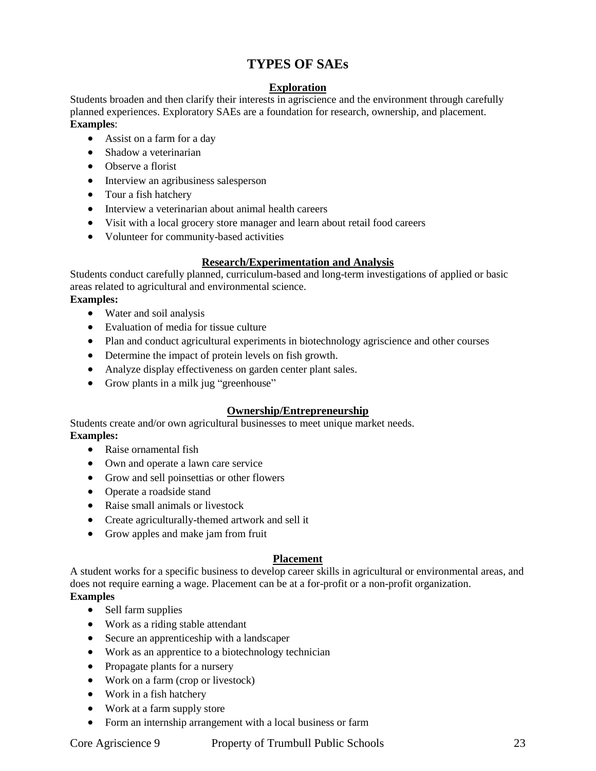# TYPES OF SAEs

## Exploration

Students broaden and then clarify their interests in agriscience and the environment through carefully planned experiences. Exploratory SAEs are a foundation for research, ownership, and placement.

**Examples**:

- Assist on a farm for a day
- Shadow a veterinarian
- Observe a florist
- Interview an agribusiness salesperson
- Tour a fish hatchery
- Interview a veterinarian about animal health careers
- Visit with a local grocery store manager and learn about retail food careers
- Volunteer for community-based activities

## Research/Experimentation and Analysis

Students conduct carefully planned, curriculum-based and long-term investigations of applied or basic areas related to agricultural and environmental science.

**Examples:**

- Water and soil analysis
- Evaluation of media for tissue culture
- Plan and conduct agricultural experiments in biotechnology agriscience and other courses
- Determine the impact of protein levels on fish growth.
- Analyze display effectiveness on garden center plant sales.
- Grow plants in a milk jug "greenhouse"

## Ownership/Entrepreneurship

Students create and/or own agricultural businesses to meet unique market needs.

**Examples:**

- Raise ornamental fish
- Own and operate a lawn care service
- Grow and sell poinsettias or other flowers
- Operate a roadside stand
- Raise small animals or livestock
- Create agriculturally-themed artwork and sell it
- Grow apples and make jam from fruit

## Placement

A student works for a specific business to develop career skills in agricultural or environmental areas, and does not require earning a wage. Placement can be at a for-profit or a non-profit organization.

**Examples**

- Sell farm supplies
- Work as a riding stable attendant
- Secure an apprenticeship with a landscaper
- Work as an apprentice to a biotechnology technician
- Propagate plants for a nursery
- Work on a farm (crop or livestock)
- Work in a fish hatchery
- Work at a farm supply store
- Form an internship arrangement with a local business or farm